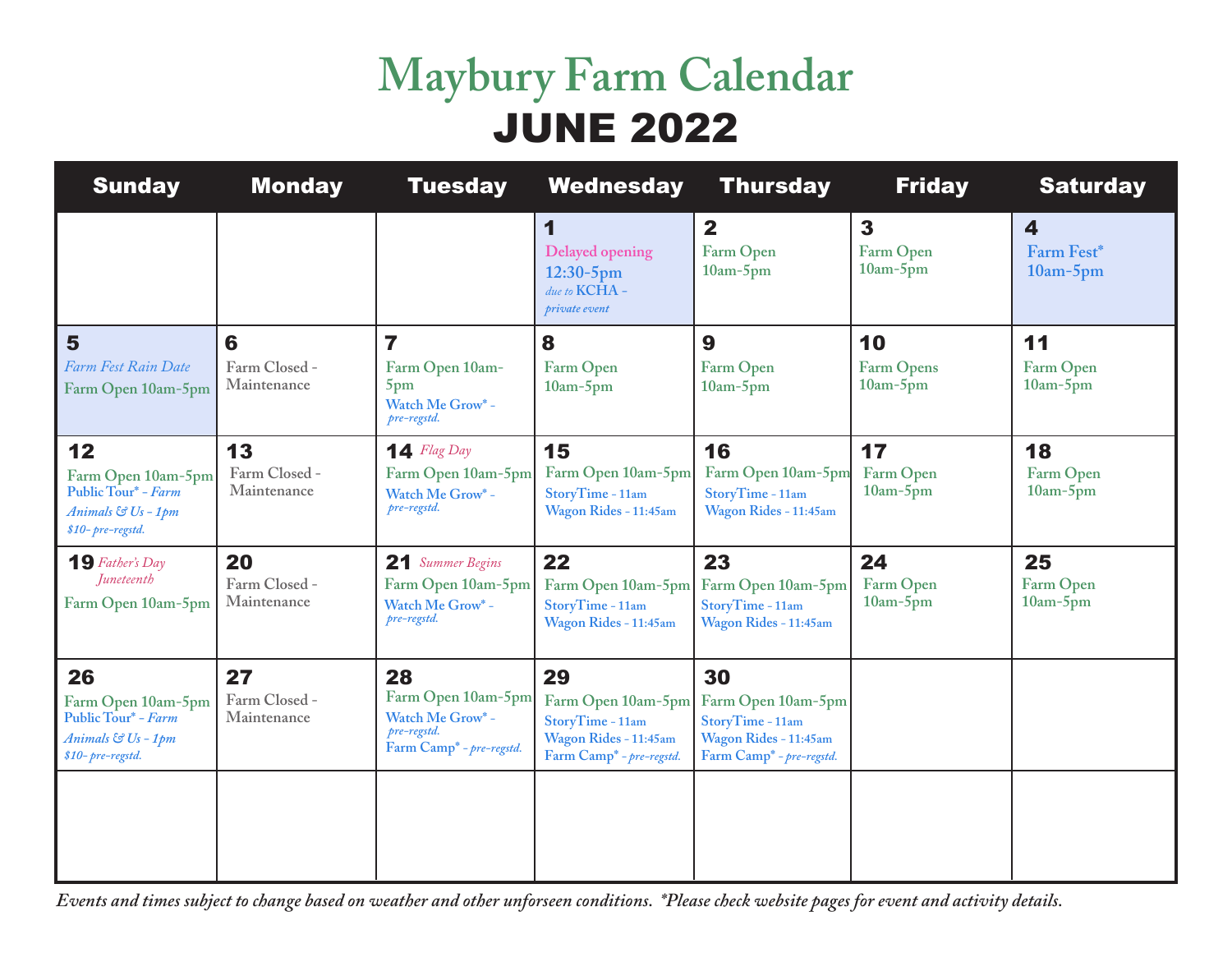# Maybury Farm Calendar

## JUNE 2022

| Sunday | Monday | Tuesday | Wednesday | Thursday | Friday | Saturday |
|---|---|---|---|---|---|---|
| | | | **1** Delayed opening 12:30-5pm *due to* KCHA - *private event* | **2** Farm Open 10am-5pm | **3** Farm Open 10am-5pm | **4** Farm Fest* 10am-5pm |
| **5** *Farm Fest Rain Date* Farm Open 10am-5pm | **6** Farm Closed - Maintenance | **7** Farm Open 10am-5pm Watch Me Grow* - *pre-regstd.* | **8** Farm Open 10am-5pm | **9** Farm Open 10am-5pm | **10** Farm Opens 10am-5pm | **11** Farm Open 10am-5pm |
| **12** Farm Open 10am-5pm Public Tour* - *Farm Animals & Us - 1pm $10- pre-regstd.* | **13** Farm Closed - Maintenance | **14** *Flag Day* Farm Open 10am-5pm Watch Me Grow* - *pre-regstd.* | **15** Farm Open 10am-5pm StoryTime - 11am Wagon Rides - 11:45am | **16** Farm Open 10am-5pm StoryTime - 11am Wagon Rides - 11:45am | **17** Farm Open 10am-5pm | **18** Farm Open 10am-5pm |
| **19** *Father's Day Juneteenth* Farm Open 10am-5pm | **20** Farm Closed - Maintenance | **21** *Summer Begins* Farm Open 10am-5pm Watch Me Grow* - *pre-regstd.* | **22** Farm Open 10am-5pm StoryTime - 11am Wagon Rides - 11:45am | **23** Farm Open 10am-5pm StoryTime - 11am Wagon Rides - 11:45am | **24** Farm Open 10am-5pm | **25** Farm Open 10am-5pm |
| **26** Farm Open 10am-5pm Public Tour* - *Farm Animals & Us - 1pm $10- pre-regstd.* | **27** Farm Closed - Maintenance | **28** Farm Open 10am-5pm Watch Me Grow* - *pre-regstd.* Farm Camp* - *pre-regstd.* | **29** Farm Open 10am-5pm StoryTime - 11am Wagon Rides - 11:45am Farm Camp* - *pre-regstd.* | **30** Farm Open 10am-5pm StoryTime - 11am Wagon Rides - 11:45am Farm Camp* - *pre-regstd.* | | |

*Events and times subject to change based on weather and other unforseen conditions. \*Please check website pages for event and activity details.*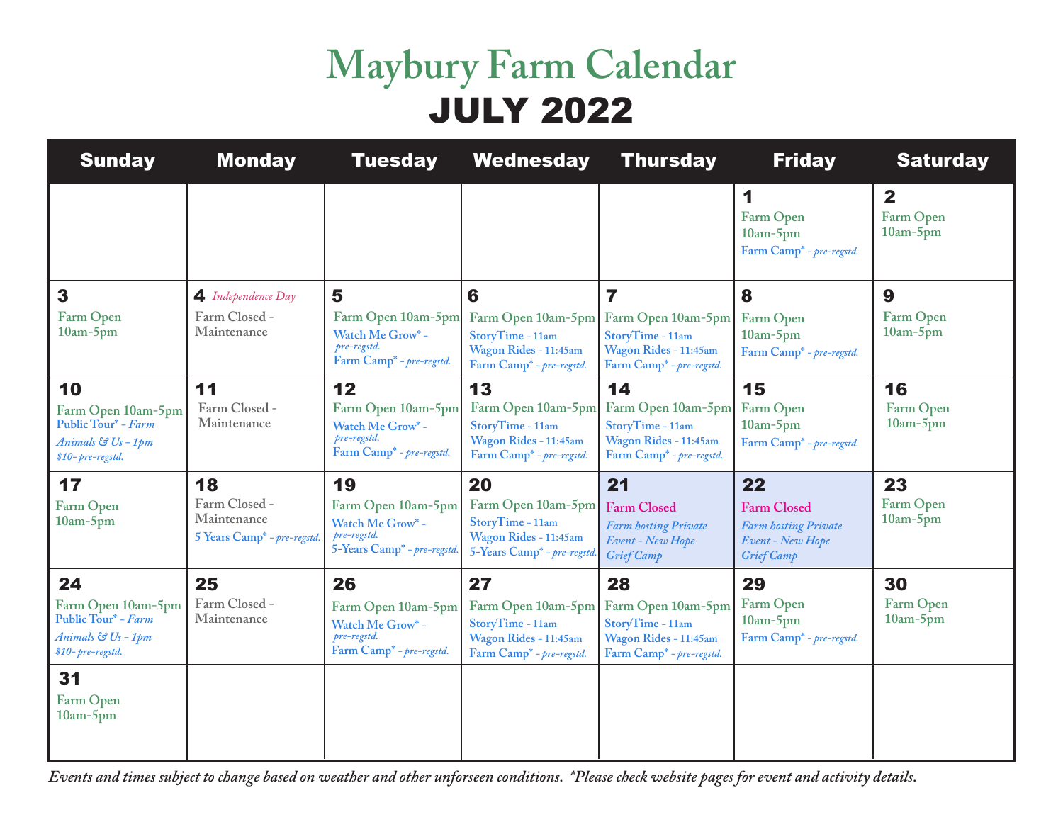# Maybury Farm Calendar

## JULY 2022

| Sunday | Monday | Tuesday | Wednesday | Thursday | Friday | Saturday |
| --- | --- | --- | --- | --- | --- | --- |
| | | | | | **1** Farm Open 10am-5pm Farm Camp* - *pre-regstd.* | **2** Farm Open 10am-5pm |
| **3** Farm Open 10am-5pm | **4** *Independence Day* Farm Closed - Maintenance | **5** Farm Open 10am-5pm Watch Me Grow* - *pre-regstd.* Farm Camp* - *pre-regstd.* | **6** Farm Open 10am-5pm StoryTime - 11am Wagon Rides - 11:45am Farm Camp* - *pre-regstd.* | **7** Farm Open 10am-5pm StoryTime - 11am Wagon Rides - 11:45am Farm Camp* - *pre-regstd.* | **8** Farm Open 10am-5pm Farm Camp* - *pre-regstd.* | **9** Farm Open 10am-5pm |
| **10** Farm Open 10am-5pm Public Tour* - *Farm Animals & Us - 1pm $10- pre-regstd.* | **11** Farm Closed - Maintenance | **12** Farm Open 10am-5pm Watch Me Grow* - *pre-regstd.* Farm Camp* - *pre-regstd.* | **13** Farm Open 10am-5pm StoryTime - 11am Wagon Rides - 11:45am Farm Camp* - *pre-regstd.* | **14** Farm Open 10am-5pm StoryTime - 11am Wagon Rides - 11:45am Farm Camp* - *pre-regstd.* | **15** Farm Open 10am-5pm Farm Camp* - *pre-regstd.* | **16** Farm Open 10am-5pm |
| **17** Farm Open 10am-5pm | **18** Farm Closed - Maintenance 5 Years Camp* - *pre-regstd.* | **19** Farm Open 10am-5pm Watch Me Grow* - *pre-regstd.* 5-Years Camp* - *pre-regstd.* | **20** Farm Open 10am-5pm StoryTime - 11am Wagon Rides - 11:45am 5-Years Camp* - *pre-regstd.* | **21** Farm Closed *Farm hosting Private Event - New Hope Grief Camp* | **22** Farm Closed *Farm hosting Private Event - New Hope Grief Camp* | **23** Farm Open 10am-5pm |
| **24** Farm Open 10am-5pm Public Tour* - *Farm Animals & Us - 1pm $10- pre-regstd.* | **25** Farm Closed - Maintenance | **26** Farm Open 10am-5pm Watch Me Grow* - *pre-regstd.* Farm Camp* - *pre-regstd.* | **27** Farm Open 10am-5pm StoryTime - 11am Wagon Rides - 11:45am Farm Camp* - *pre-regstd.* | **28** Farm Open 10am-5pm StoryTime - 11am Wagon Rides - 11:45am Farm Camp* - *pre-regstd.* | **29** Farm Open 10am-5pm Farm Camp* - *pre-regstd.* | **30** Farm Open 10am-5pm |
| **31** Farm Open 10am-5pm | | | | | | |

*Events and times subject to change based on weather and other unforseen conditions. *Please check website pages for event and activity details.*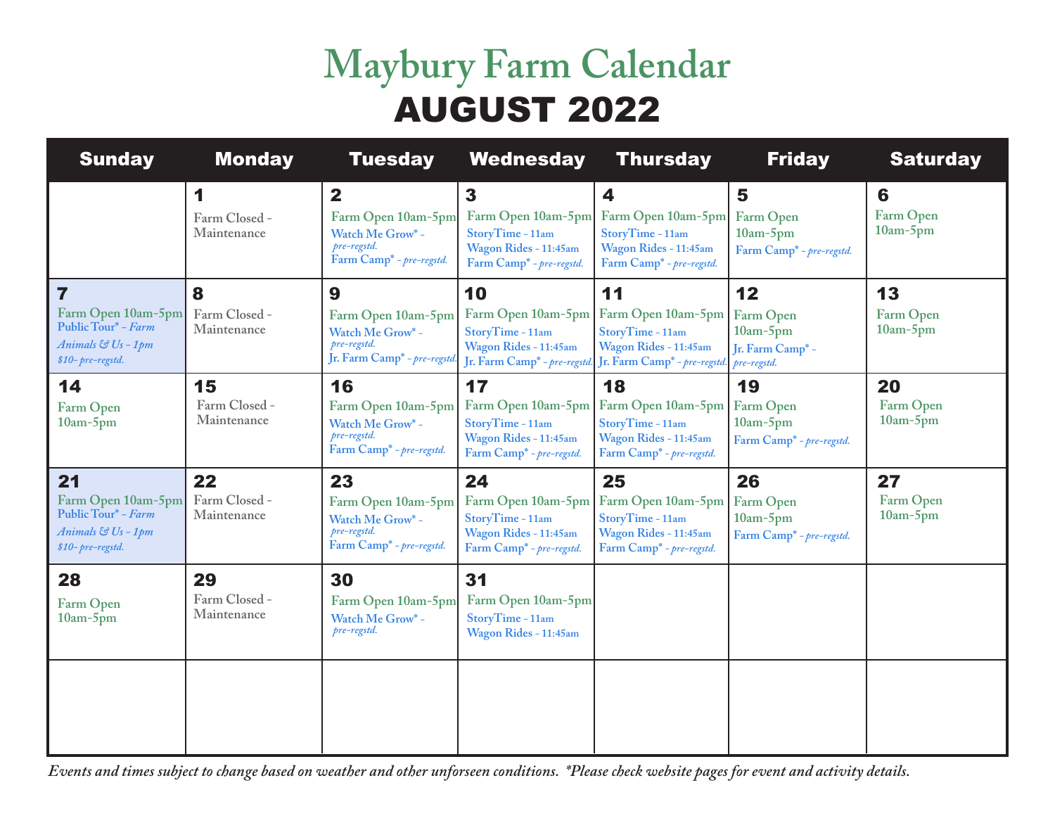# Maybury Farm Calendar

## AUGUST 2022

| Sunday | Monday | Tuesday | Wednesday | Thursday | Friday | Saturday |
|---|---|---|---|---|---|---|
| | **1**<br>Farm Closed - Maintenance | **2**<br>Farm Open 10am-5pm<br>Watch Me Grow* - *pre-regstd.*<br>Farm Camp* - *pre-regstd.* | **3**<br>Farm Open 10am-5pm<br>StoryTime - 11am<br>Wagon Rides - 11:45am<br>Farm Camp* - *pre-regstd.* | **4**<br>Farm Open 10am-5pm<br>StoryTime - 11am<br>Wagon Rides - 11:45am<br>Farm Camp* - *pre-regstd.* | **5**<br>Farm Open 10am-5pm<br>Farm Camp* - *pre-regstd.* | **6**<br>Farm Open 10am-5pm |
| **7**<br>Farm Open 10am-5pm<br>Public Tour* - *Farm Animals & Us - 1pm $10- pre-regstd.* | **8**<br>Farm Closed - Maintenance | **9**<br>Farm Open 10am-5pm<br>Watch Me Grow* - *pre-regstd.*<br>Jr. Farm Camp* - *pre-regstd.* | **10**<br>Farm Open 10am-5pm<br>StoryTime - 11am<br>Wagon Rides - 11:45am<br>Jr. Farm Camp* - *pre-regstd.* | **11**<br>Farm Open 10am-5pm<br>StoryTime - 11am<br>Wagon Rides - 11:45am<br>Jr. Farm Camp* - *pre-regstd.* | **12**<br>Farm Open 10am-5pm<br>Jr. Farm Camp* - *pre-regstd.* | **13**<br>Farm Open 10am-5pm |
| **14**<br>Farm Open 10am-5pm | **15**<br>Farm Closed - Maintenance | **16**<br>Farm Open 10am-5pm<br>Watch Me Grow* - *pre-regstd.*<br>Farm Camp* - *pre-regstd.* | **17**<br>Farm Open 10am-5pm<br>StoryTime - 11am<br>Wagon Rides - 11:45am<br>Farm Camp* - *pre-regstd.* | **18**<br>Farm Open 10am-5pm<br>StoryTime - 11am<br>Wagon Rides - 11:45am<br>Farm Camp* - *pre-regstd.* | **19**<br>Farm Open 10am-5pm<br>Farm Camp* - *pre-regstd.* | **20**<br>Farm Open 10am-5pm |
| **21**<br>Farm Open 10am-5pm<br>Public Tour* - *Farm Animals & Us - 1pm $10- pre-regstd.* | **22**<br>Farm Closed - Maintenance | **23**<br>Farm Open 10am-5pm<br>Watch Me Grow* - *pre-regstd.*<br>Farm Camp* - *pre-regstd.* | **24**<br>Farm Open 10am-5pm<br>StoryTime - 11am<br>Wagon Rides - 11:45am<br>Farm Camp* - *pre-regstd.* | **25**<br>Farm Open 10am-5pm<br>StoryTime - 11am<br>Wagon Rides - 11:45am<br>Farm Camp* - *pre-regstd.* | **26**<br>Farm Open 10am-5pm<br>Farm Camp* - *pre-regstd.* | **27**<br>Farm Open 10am-5pm |
| **28**<br>Farm Open 10am-5pm | **29**<br>Farm Closed - Maintenance | **30**<br>Farm Open 10am-5pm<br>Watch Me Grow* - *pre-regstd.* | **31**<br>Farm Open 10am-5pm<br>StoryTime - 11am<br>Wagon Rides - 11:45am | | | |

*Events and times subject to change based on weather and other unforseen conditions. *Please check website pages for event and activity details.*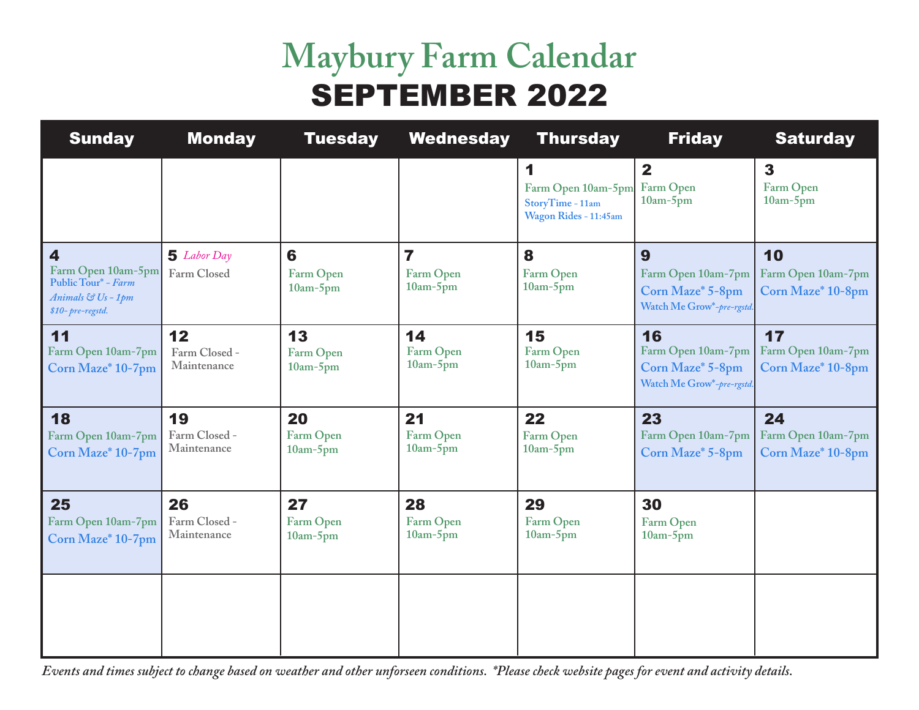# Maybury Farm Calendar

## SEPTEMBER 2022

| Sunday | Monday | Tuesday | Wednesday | Thursday | Friday | Saturday |
|---|---|---|---|---|---|---|
| | | | | **1** Farm Open 10am-5pm<br>StoryTime - 11am<br>Wagon Rides - 11:45am | **2** Farm Open 10am-5pm | **3** Farm Open 10am-5pm |
| **4** Farm Open 10am-5pm<br>Public Tour* - *Farm Animals & Us - 1pm*<br>*$10- pre-regstd.* | **5** *Labor Day*<br>Farm Closed | **6** Farm Open 10am-5pm | **7** Farm Open 10am-5pm | **8** Farm Open 10am-5pm | **9** Farm Open 10am-7pm<br>Corn Maze* 5-8pm<br>Watch Me Grow*-*pre-rgstd.* | **10** Farm Open 10am-7pm<br>Corn Maze* 10-8pm |
| **11** Farm Open 10am-7pm<br>Corn Maze* 10-7pm | **12** Farm Closed - Maintenance | **13** Farm Open 10am-5pm | **14** Farm Open 10am-5pm | **15** Farm Open 10am-5pm | **16** Farm Open 10am-7pm<br>Corn Maze* 5-8pm<br>Watch Me Grow*-*pre-rgstd.* | **17** Farm Open 10am-7pm<br>Corn Maze* 10-8pm |
| **18** Farm Open 10am-7pm<br>Corn Maze* 10-7pm | **19** Farm Closed - Maintenance | **20** Farm Open 10am-5pm | **21** Farm Open 10am-5pm | **22** Farm Open 10am-5pm | **23** Farm Open 10am-7pm<br>Corn Maze* 5-8pm | **24** Farm Open 10am-7pm<br>Corn Maze* 10-8pm |
| **25** Farm Open 10am-7pm<br>Corn Maze* 10-7pm | **26** Farm Closed - Maintenance | **27** Farm Open 10am-5pm | **28** Farm Open 10am-5pm | **29** Farm Open 10am-5pm | **30** Farm Open 10am-5pm | |

*Events and times subject to change based on weather and other unforseen conditions. *Please check website pages for event and activity details.*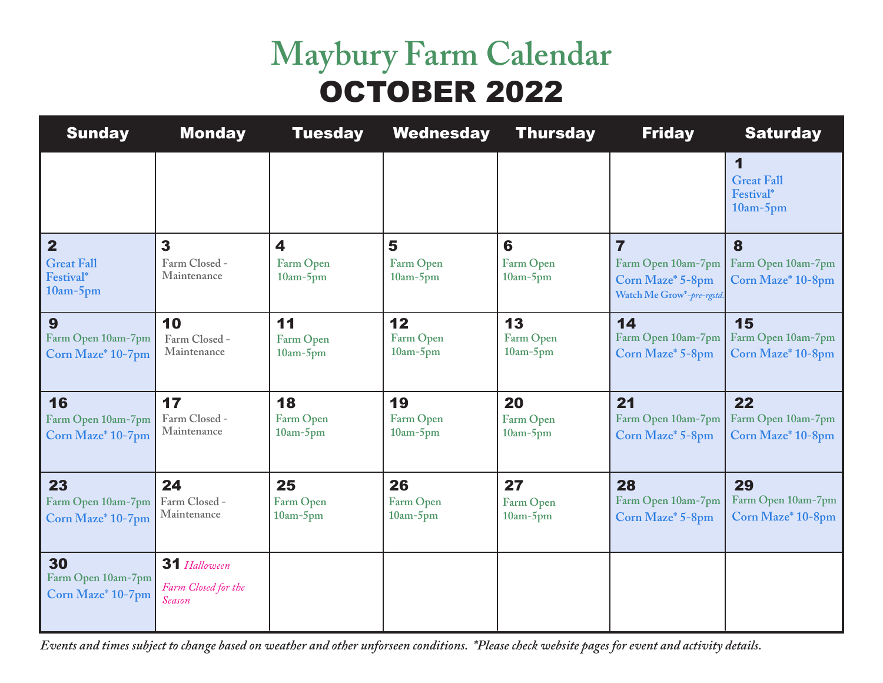# Maybury Farm Calendar

# OCTOBER 2022

| Sunday | Monday | Tuesday | Wednesday | Thursday | Friday | Saturday |
|---|---|---|---|---|---|---|
| | | | | | | **1** Great Fall Festival* 10am-5pm |
| **2** Great Fall Festival* 10am-5pm | **3** Farm Closed - Maintenance | **4** Farm Open 10am-5pm | **5** Farm Open 10am-5pm | **6** Farm Open 10am-5pm | **7** Farm Open 10am-7pm Corn Maze* 5-8pm Watch Me Grow*-*pre-rgstd.* | **8** Farm Open 10am-7pm Corn Maze* 10-8pm |
| **9** Farm Open 10am-7pm Corn Maze* 10-7pm | **10** Farm Closed - Maintenance | **11** Farm Open 10am-5pm | **12** Farm Open 10am-5pm | **13** Farm Open 10am-5pm | **14** Farm Open 10am-7pm Corn Maze* 5-8pm | **15** Farm Open 10am-7pm Corn Maze* 10-8pm |
| **16** Farm Open 10am-7pm Corn Maze* 10-7pm | **17** Farm Closed - Maintenance | **18** Farm Open 10am-5pm | **19** Farm Open 10am-5pm | **20** Farm Open 10am-5pm | **21** Farm Open 10am-7pm Corn Maze* 5-8pm | **22** Farm Open 10am-7pm Corn Maze* 10-8pm |
| **23** Farm Open 10am-7pm Corn Maze* 10-7pm | **24** Farm Closed - Maintenance | **25** Farm Open 10am-5pm | **26** Farm Open 10am-5pm | **27** Farm Open 10am-5pm | **28** Farm Open 10am-7pm Corn Maze* 5-8pm | **29** Farm Open 10am-7pm Corn Maze* 10-8pm |
| **30** Farm Open 10am-7pm Corn Maze* 10-7pm | **31** *Halloween* *Farm Closed for the Season* | | | | | |

*Events and times subject to change based on weather and other unforseen conditions. *Please check website pages for event and activity details.*